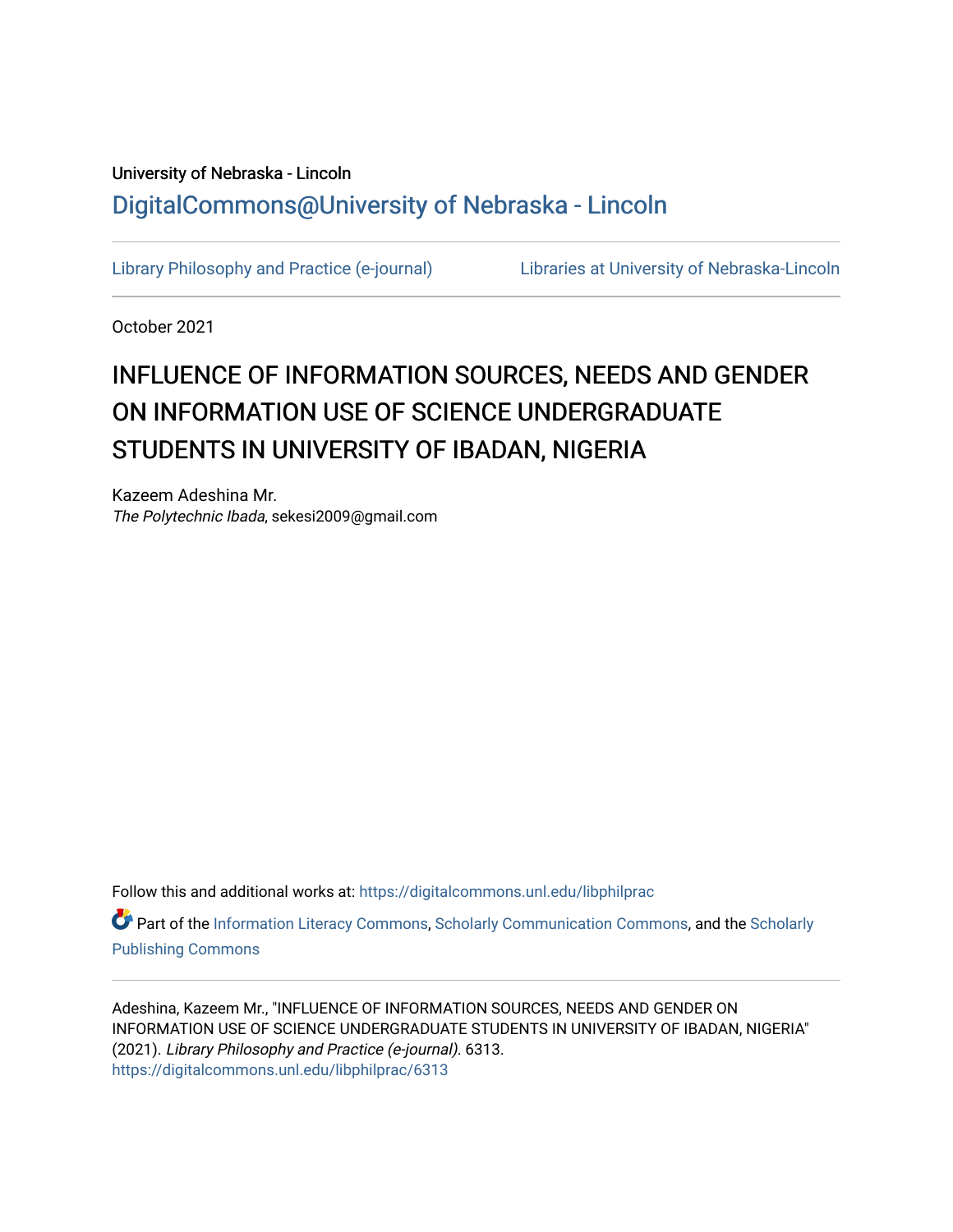University of Nebraska - Lincoln

DigitalCommons@University of Nebraska - Lincoln

Library Philosophy and Practice (e-journal) Libraries at University of Nebraska-Lincoln

October 2021

# INFLUENCE OF INFORMATION SOURCES, NEEDS AND GENDER ON INFORMATION USE OF SCIENCE UNDERGRADUATE STUDENTS IN UNIVERSITY OF IBADAN, NIGERIA

Kazeem Adeshina Mr.
*The Polytechnic Ibada*, sekesi2009@gmail.com

Follow this and additional works at: https://digitalcommons.unl.edu/libphilprac

Part of the Information Literacy Commons, Scholarly Communication Commons, and the Scholarly Publishing Commons

Adeshina, Kazeem Mr., "INFLUENCE OF INFORMATION SOURCES, NEEDS AND GENDER ON INFORMATION USE OF SCIENCE UNDERGRADUATE STUDENTS IN UNIVERSITY OF IBADAN, NIGERIA" (2021). *Library Philosophy and Practice (e-journal)*. 6313.
https://digitalcommons.unl.edu/libphilprac/6313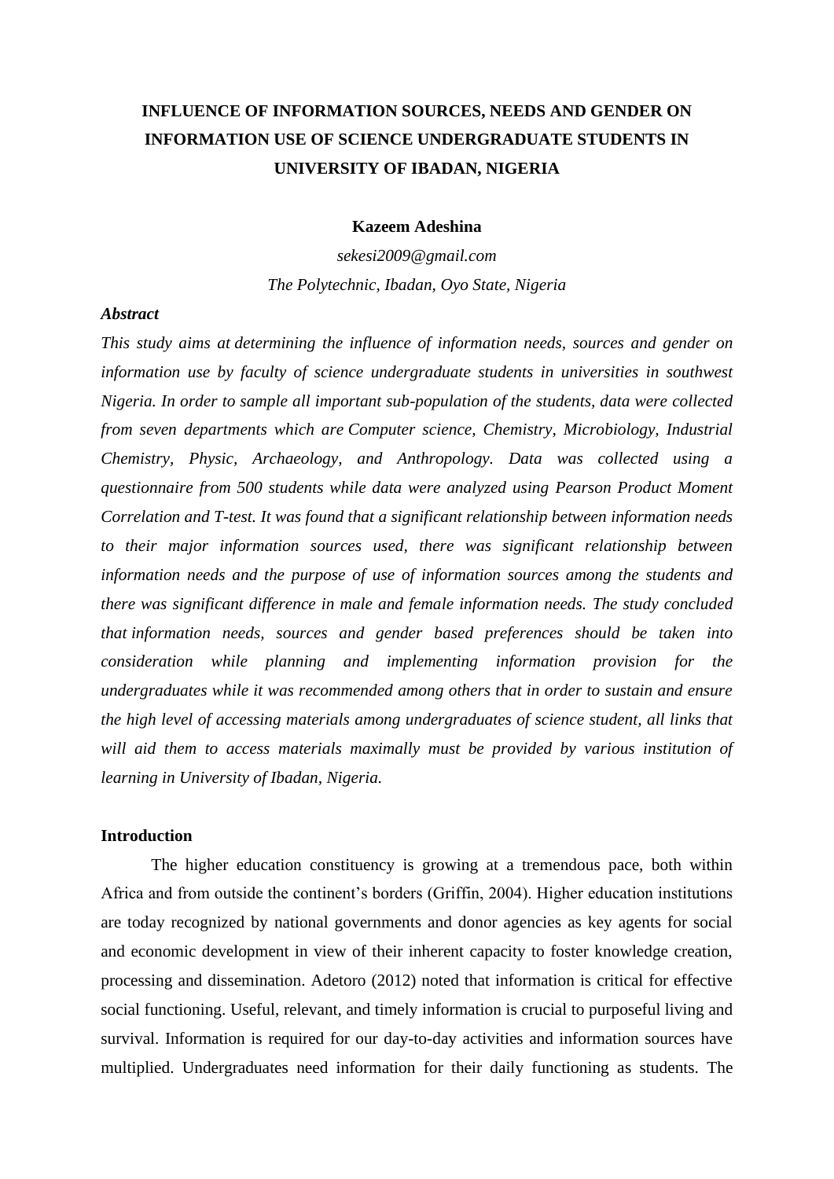# INFLUENCE OF INFORMATION SOURCES, NEEDS AND GENDER ON INFORMATION USE OF SCIENCE UNDERGRADUATE STUDENTS IN UNIVERSITY OF IBADAN, NIGERIA

**Kazeem Adeshina**

*sekesi2009@gmail.com*

*The Polytechnic, Ibadan, Oyo State, Nigeria*

***Abstract***

*This study aims at determining the influence of information needs, sources and gender on information use by faculty of science undergraduate students in universities in southwest Nigeria. In order to sample all important sub-population of the students, data were collected from seven departments which are Computer science, Chemistry, Microbiology, Industrial Chemistry, Physic, Archaeology, and Anthropology. Data was collected using a questionnaire from 500 students while data were analyzed using Pearson Product Moment Correlation and T-test. It was found that a significant relationship between information needs to their major information sources used, there was significant relationship between information needs and the purpose of use of information sources among the students and there was significant difference in male and female information needs. The study concluded that information needs, sources and gender based preferences should be taken into consideration while planning and implementing information provision for the undergraduates while it was recommended among others that in order to sustain and ensure the high level of accessing materials among undergraduates of science student, all links that will aid them to access materials maximally must be provided by various institution of learning in University of Ibadan, Nigeria.*

## Introduction

The higher education constituency is growing at a tremendous pace, both within Africa and from outside the continent's borders (Griffin, 2004). Higher education institutions are today recognized by national governments and donor agencies as key agents for social and economic development in view of their inherent capacity to foster knowledge creation, processing and dissemination. Adetoro (2012) noted that information is critical for effective social functioning. Useful, relevant, and timely information is crucial to purposeful living and survival. Information is required for our day-to-day activities and information sources have multiplied. Undergraduates need information for their daily functioning as students. The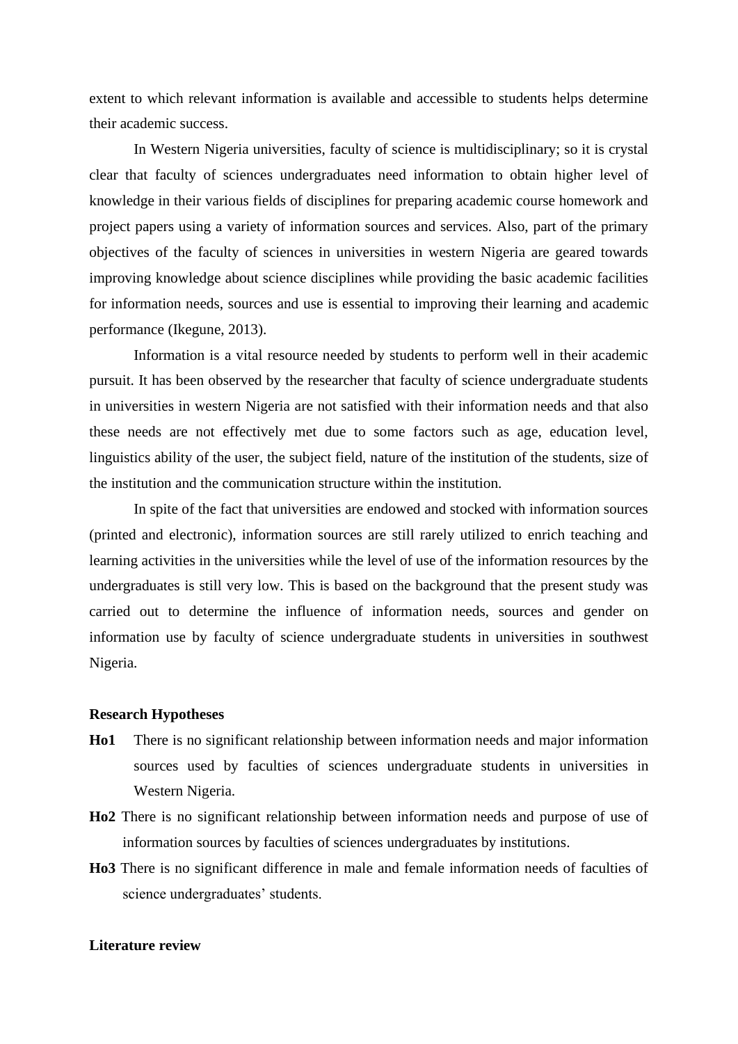extent to which relevant information is available and accessible to students helps determine their academic success.

In Western Nigeria universities, faculty of science is multidisciplinary; so it is crystal clear that faculty of sciences undergraduates need information to obtain higher level of knowledge in their various fields of disciplines for preparing academic course homework and project papers using a variety of information sources and services. Also, part of the primary objectives of the faculty of sciences in universities in western Nigeria are geared towards improving knowledge about science disciplines while providing the basic academic facilities for information needs, sources and use is essential to improving their learning and academic performance (Ikegune, 2013).

Information is a vital resource needed by students to perform well in their academic pursuit. It has been observed by the researcher that faculty of science undergraduate students in universities in western Nigeria are not satisfied with their information needs and that also these needs are not effectively met due to some factors such as age, education level, linguistics ability of the user, the subject field, nature of the institution of the students, size of the institution and the communication structure within the institution.

In spite of the fact that universities are endowed and stocked with information sources (printed and electronic), information sources are still rarely utilized to enrich teaching and learning activities in the universities while the level of use of the information resources by the undergraduates is still very low. This is based on the background that the present study was carried out to determine the influence of information needs, sources and gender on information use by faculty of science undergraduate students in universities in southwest Nigeria.

**Research Hypotheses**

**Ho1** There is no significant relationship between information needs and major information sources used by faculties of sciences undergraduate students in universities in Western Nigeria.

**Ho2** There is no significant relationship between information needs and purpose of use of information sources by faculties of sciences undergraduates by institutions.

**Ho3** There is no significant difference in male and female information needs of faculties of science undergraduates' students.

**Literature review**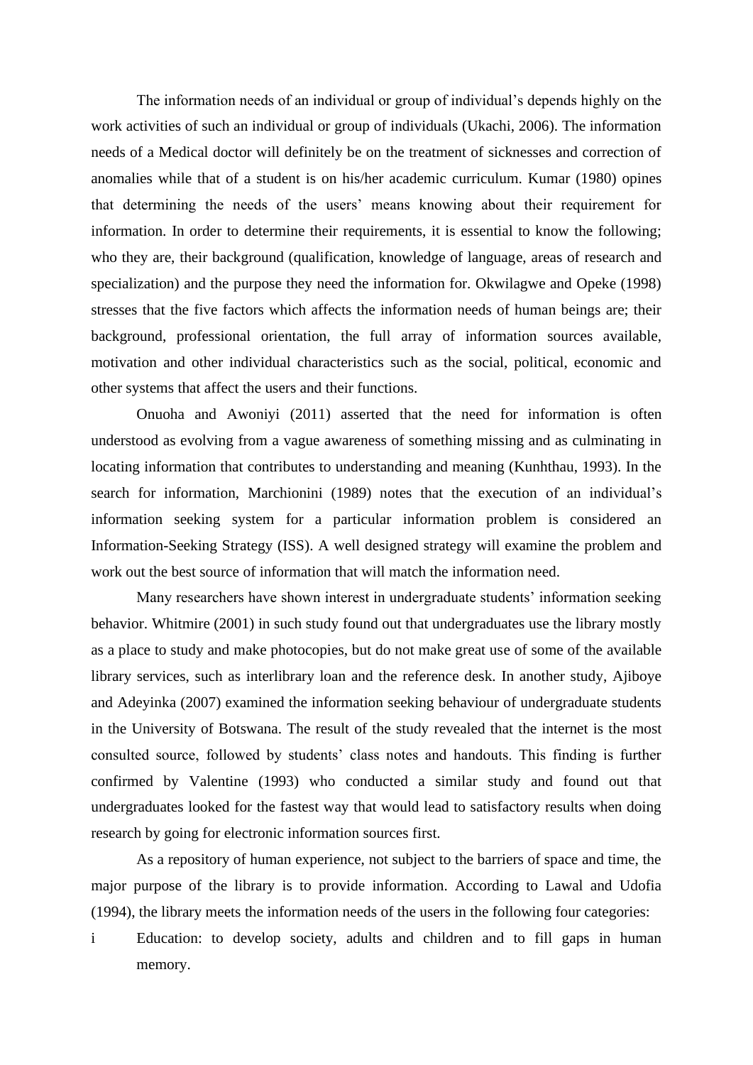The information needs of an individual or group of individual's depends highly on the work activities of such an individual or group of individuals (Ukachi, 2006). The information needs of a Medical doctor will definitely be on the treatment of sicknesses and correction of anomalies while that of a student is on his/her academic curriculum. Kumar (1980) opines that determining the needs of the users' means knowing about their requirement for information. In order to determine their requirements, it is essential to know the following; who they are, their background (qualification, knowledge of language, areas of research and specialization) and the purpose they need the information for. Okwilagwe and Opeke (1998) stresses that the five factors which affects the information needs of human beings are; their background, professional orientation, the full array of information sources available, motivation and other individual characteristics such as the social, political, economic and other systems that affect the users and their functions.

Onuoha and Awoniyi (2011) asserted that the need for information is often understood as evolving from a vague awareness of something missing and as culminating in locating information that contributes to understanding and meaning (Kunhthau, 1993). In the search for information, Marchionini (1989) notes that the execution of an individual's information seeking system for a particular information problem is considered an Information-Seeking Strategy (ISS). A well designed strategy will examine the problem and work out the best source of information that will match the information need.

Many researchers have shown interest in undergraduate students' information seeking behavior. Whitmire (2001) in such study found out that undergraduates use the library mostly as a place to study and make photocopies, but do not make great use of some of the available library services, such as interlibrary loan and the reference desk. In another study, Ajiboye and Adeyinka (2007) examined the information seeking behaviour of undergraduate students in the University of Botswana. The result of the study revealed that the internet is the most consulted source, followed by students' class notes and handouts. This finding is further confirmed by Valentine (1993) who conducted a similar study and found out that undergraduates looked for the fastest way that would lead to satisfactory results when doing research by going for electronic information sources first.

As a repository of human experience, not subject to the barriers of space and time, the major purpose of the library is to provide information. According to Lawal and Udofia (1994), the library meets the information needs of the users in the following four categories:

i Education: to develop society, adults and children and to fill gaps in human memory.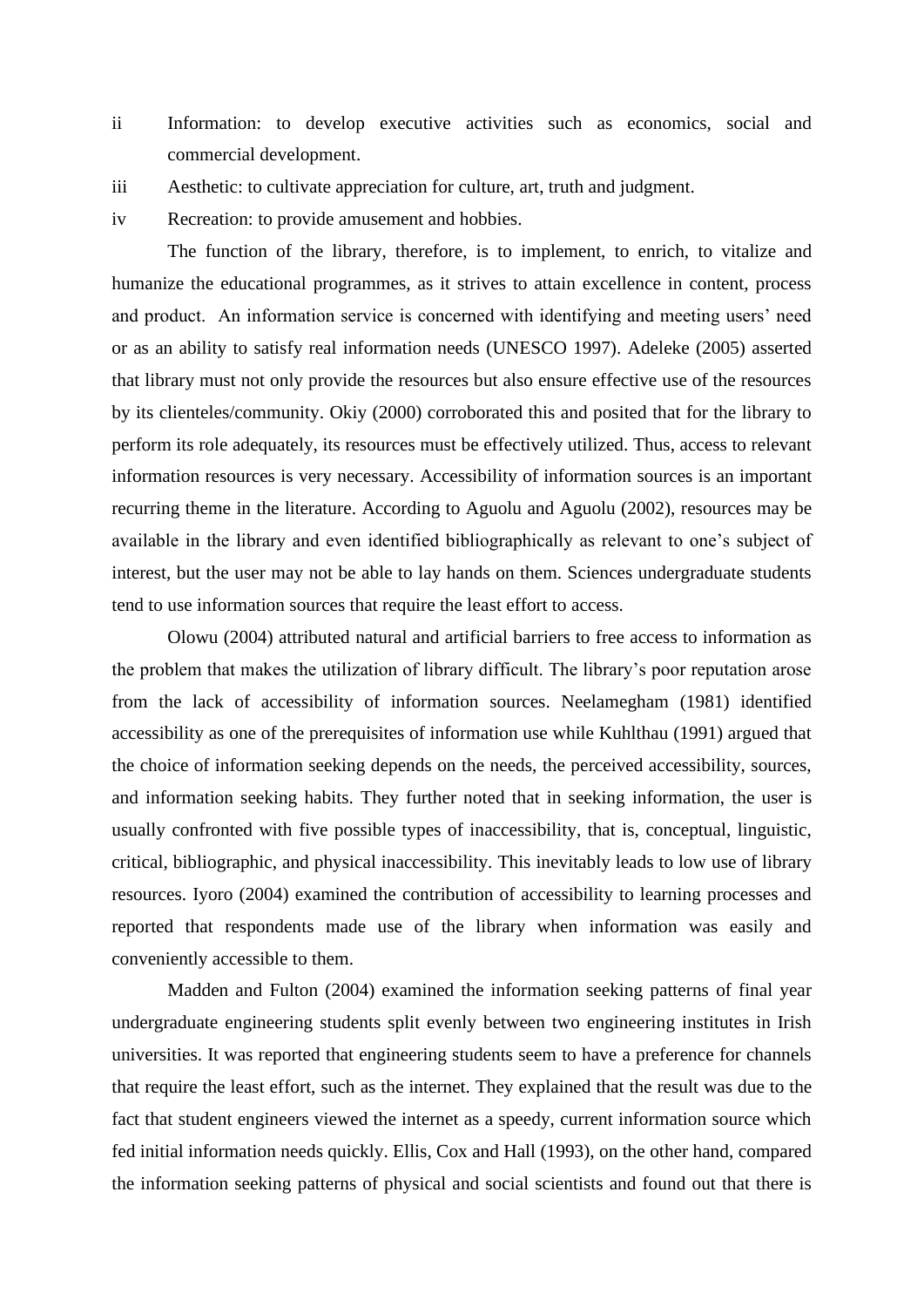ii Information: to develop executive activities such as economics, social and commercial development.

iii Aesthetic: to cultivate appreciation for culture, art, truth and judgment.

iv Recreation: to provide amusement and hobbies.

The function of the library, therefore, is to implement, to enrich, to vitalize and humanize the educational programmes, as it strives to attain excellence in content, process and product. An information service is concerned with identifying and meeting users' need or as an ability to satisfy real information needs (UNESCO 1997). Adeleke (2005) asserted that library must not only provide the resources but also ensure effective use of the resources by its clienteles/community. Okiy (2000) corroborated this and posited that for the library to perform its role adequately, its resources must be effectively utilized. Thus, access to relevant information resources is very necessary. Accessibility of information sources is an important recurring theme in the literature. According to Aguolu and Aguolu (2002), resources may be available in the library and even identified bibliographically as relevant to one's subject of interest, but the user may not be able to lay hands on them. Sciences undergraduate students tend to use information sources that require the least effort to access.

Olowu (2004) attributed natural and artificial barriers to free access to information as the problem that makes the utilization of library difficult. The library's poor reputation arose from the lack of accessibility of information sources. Neelamegham (1981) identified accessibility as one of the prerequisites of information use while Kuhlthau (1991) argued that the choice of information seeking depends on the needs, the perceived accessibility, sources, and information seeking habits. They further noted that in seeking information, the user is usually confronted with five possible types of inaccessibility, that is, conceptual, linguistic, critical, bibliographic, and physical inaccessibility. This inevitably leads to low use of library resources. Iyoro (2004) examined the contribution of accessibility to learning processes and reported that respondents made use of the library when information was easily and conveniently accessible to them.

Madden and Fulton (2004) examined the information seeking patterns of final year undergraduate engineering students split evenly between two engineering institutes in Irish universities. It was reported that engineering students seem to have a preference for channels that require the least effort, such as the internet. They explained that the result was due to the fact that student engineers viewed the internet as a speedy, current information source which fed initial information needs quickly. Ellis, Cox and Hall (1993), on the other hand, compared the information seeking patterns of physical and social scientists and found out that there is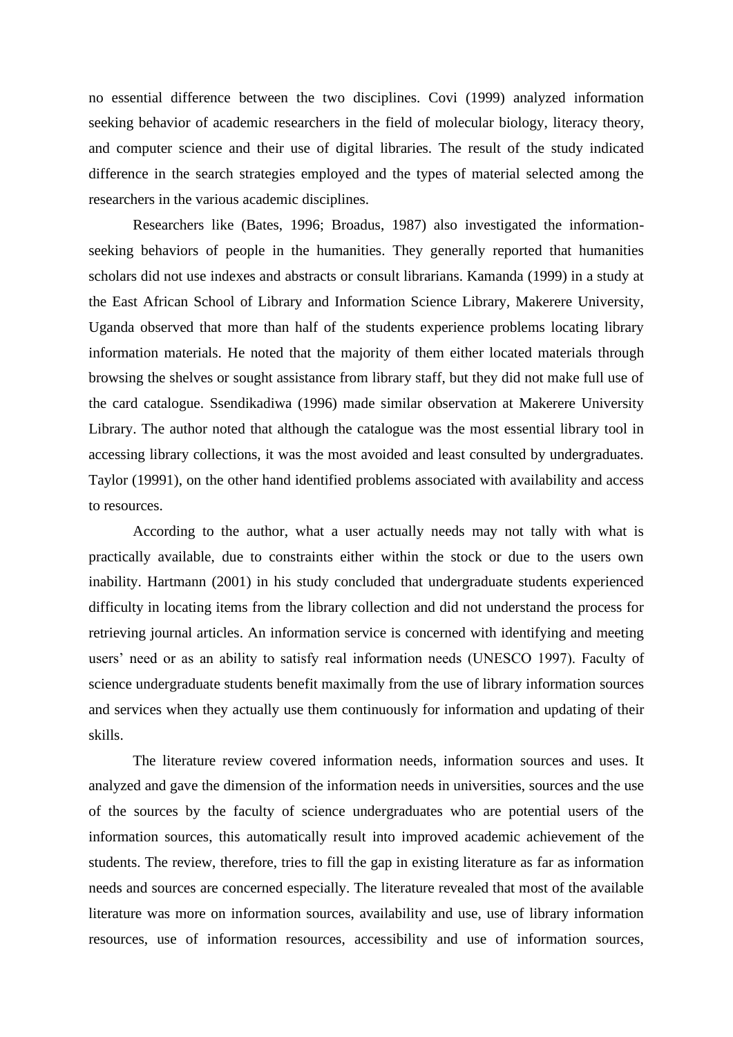no essential difference between the two disciplines. Covi (1999) analyzed information seeking behavior of academic researchers in the field of molecular biology, literacy theory, and computer science and their use of digital libraries. The result of the study indicated difference in the search strategies employed and the types of material selected among the researchers in the various academic disciplines.

Researchers like (Bates, 1996; Broadus, 1987) also investigated the information-seeking behaviors of people in the humanities. They generally reported that humanities scholars did not use indexes and abstracts or consult librarians. Kamanda (1999) in a study at the East African School of Library and Information Science Library, Makerere University, Uganda observed that more than half of the students experience problems locating library information materials. He noted that the majority of them either located materials through browsing the shelves or sought assistance from library staff, but they did not make full use of the card catalogue. Ssendikadiwa (1996) made similar observation at Makerere University Library. The author noted that although the catalogue was the most essential library tool in accessing library collections, it was the most avoided and least consulted by undergraduates. Taylor (19991), on the other hand identified problems associated with availability and access to resources.

According to the author, what a user actually needs may not tally with what is practically available, due to constraints either within the stock or due to the users own inability. Hartmann (2001) in his study concluded that undergraduate students experienced difficulty in locating items from the library collection and did not understand the process for retrieving journal articles. An information service is concerned with identifying and meeting users' need or as an ability to satisfy real information needs (UNESCO 1997). Faculty of science undergraduate students benefit maximally from the use of library information sources and services when they actually use them continuously for information and updating of their skills.

The literature review covered information needs, information sources and uses. It analyzed and gave the dimension of the information needs in universities, sources and the use of the sources by the faculty of science undergraduates who are potential users of the information sources, this automatically result into improved academic achievement of the students. The review, therefore, tries to fill the gap in existing literature as far as information needs and sources are concerned especially. The literature revealed that most of the available literature was more on information sources, availability and use, use of library information resources, use of information resources, accessibility and use of information sources,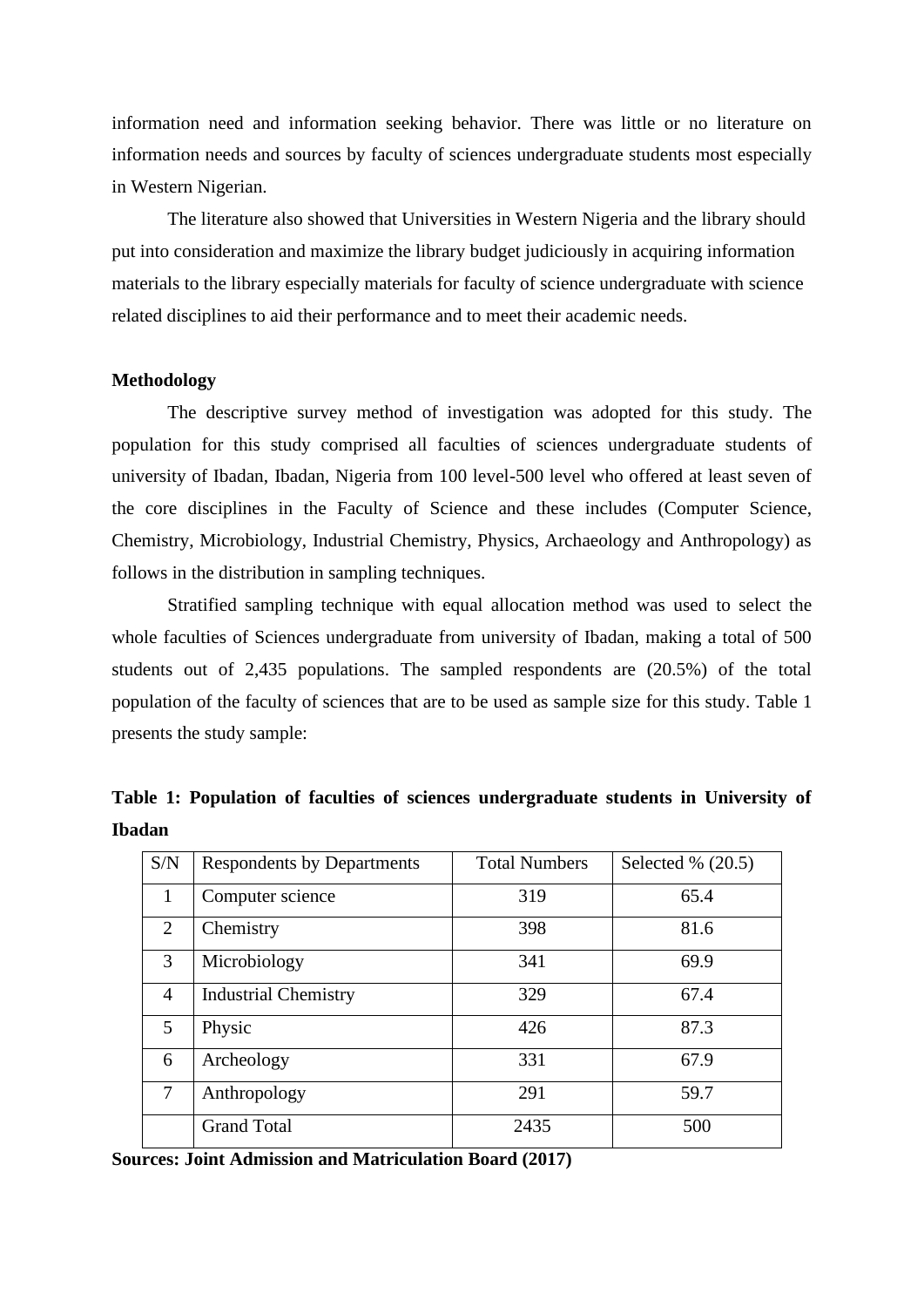information need and information seeking behavior. There was little or no literature on information needs and sources by faculty of sciences undergraduate students most especially in Western Nigerian.

The literature also showed that Universities in Western Nigeria and the library should put into consideration and maximize the library budget judiciously in acquiring information materials to the library especially materials for faculty of science undergraduate with science related disciplines to aid their performance and to meet their academic needs.

**Methodology**

The descriptive survey method of investigation was adopted for this study. The population for this study comprised all faculties of sciences undergraduate students of university of Ibadan, Ibadan, Nigeria from 100 level-500 level who offered at least seven of the core disciplines in the Faculty of Science and these includes (Computer Science, Chemistry, Microbiology, Industrial Chemistry, Physics, Archaeology and Anthropology) as follows in the distribution in sampling techniques.

Stratified sampling technique with equal allocation method was used to select the whole faculties of Sciences undergraduate from university of Ibadan, making a total of 500 students out of 2,435 populations. The sampled respondents are (20.5%) of the total population of the faculty of sciences that are to be used as sample size for this study. Table 1 presents the study sample:

**Table 1: Population of faculties of sciences undergraduate students in University of Ibadan**

| S/N | Respondents by Departments | Total Numbers | Selected % (20.5) |
|---|---|---|---|
| 1 | Computer science | 319 | 65.4 |
| 2 | Chemistry | 398 | 81.6 |
| 3 | Microbiology | 341 | 69.9 |
| 4 | Industrial Chemistry | 329 | 67.4 |
| 5 | Physic | 426 | 87.3 |
| 6 | Archeology | 331 | 67.9 |
| 7 | Anthropology | 291 | 59.7 |
| | Grand Total | 2435 | 500 |

**Sources: Joint Admission and Matriculation Board (2017)**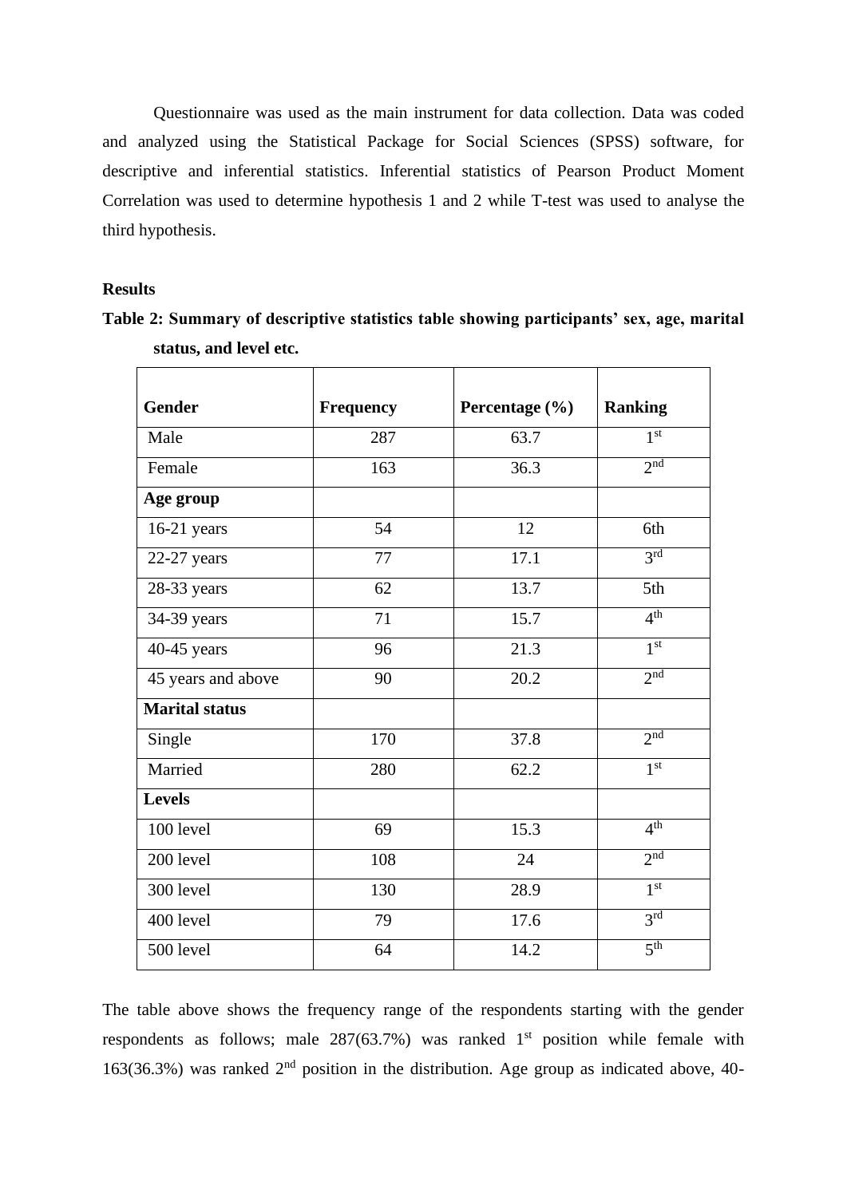Questionnaire was used as the main instrument for data collection. Data was coded and analyzed using the Statistical Package for Social Sciences (SPSS) software, for descriptive and inferential statistics. Inferential statistics of Pearson Product Moment Correlation was used to determine hypothesis 1 and 2 while T-test was used to analyse the third hypothesis.

**Results**

**Table 2: Summary of descriptive statistics table showing participants' sex, age, marital status, and level etc.**

| **Gender** | **Frequency** | **Percentage (%)** | **Ranking** |
|---|---|---|---|
| Male | 287 | 63.7 | 1st |
| Female | 163 | 36.3 | 2nd |
| **Age group** | | | |
| 16-21 years | 54 | 12 | 6th |
| 22-27 years | 77 | 17.1 | 3rd |
| 28-33 years | 62 | 13.7 | 5th |
| 34-39 years | 71 | 15.7 | 4th |
| 40-45 years | 96 | 21.3 | 1st |
| 45 years and above | 90 | 20.2 | 2nd |
| **Marital status** | | | |
| Single | 170 | 37.8 | 2nd |
| Married | 280 | 62.2 | 1st |
| **Levels** | | | |
| 100 level | 69 | 15.3 | 4th |
| 200 level | 108 | 24 | 2nd |
| 300 level | 130 | 28.9 | 1st |
| 400 level | 79 | 17.6 | 3rd |
| 500 level | 64 | 14.2 | 5th |

The table above shows the frequency range of the respondents starting with the gender respondents as follows; male 287(63.7%) was ranked 1st position while female with 163(36.3%) was ranked 2nd position in the distribution. Age group as indicated above, 40-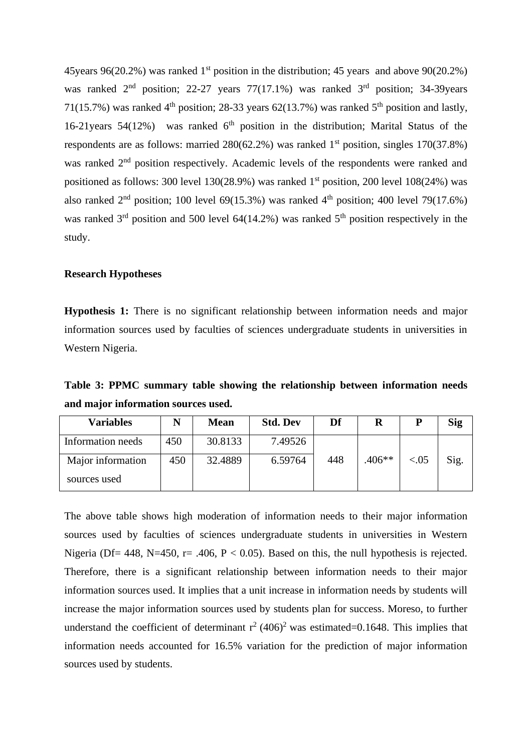45years 96(20.2%) was ranked 1st position in the distribution; 45 years and above 90(20.2%) was ranked 2nd position; 22-27 years 77(17.1%) was ranked 3rd position; 34-39years 71(15.7%) was ranked 4th position; 28-33 years 62(13.7%) was ranked 5th position and lastly, 16-21years 54(12%) was ranked 6th position in the distribution; Marital Status of the respondents are as follows: married 280(62.2%) was ranked 1st position, singles 170(37.8%) was ranked 2nd position respectively. Academic levels of the respondents were ranked and positioned as follows: 300 level 130(28.9%) was ranked 1st position, 200 level 108(24%) was also ranked 2nd position; 100 level 69(15.3%) was ranked 4th position; 400 level 79(17.6%) was ranked 3rd position and 500 level 64(14.2%) was ranked 5th position respectively in the study.

**Research Hypotheses**

**Hypothesis 1:** There is no significant relationship between information needs and major information sources used by faculties of sciences undergraduate students in universities in Western Nigeria.

**Table 3: PPMC summary table showing the relationship between information needs and major information sources used.**

| Variables | N | Mean | Std. Dev | Df | R | P | Sig |
|---|---|---|---|---|---|---|---|
| Information needs | 450 | 30.8133 | 7.49526 | 448 | .406** | <.05 | Sig. |
| Major information sources used | 450 | 32.4889 | 6.59764 | | | | |

The above table shows high moderation of information needs to their major information sources used by faculties of sciences undergraduate students in universities in Western Nigeria (Df= 448, N=450, r= .406, $P < 0.05$). Based on this, the null hypothesis is rejected. Therefore, there is a significant relationship between information needs to their major information sources used. It implies that a unit increase in information needs by students will increase the major information sources used by students plan for success. Moreso, to further understand the coefficient of determinant $r^2$ $(406)^2$ was estimated=0.1648. This implies that information needs accounted for 16.5% variation for the prediction of major information sources used by students.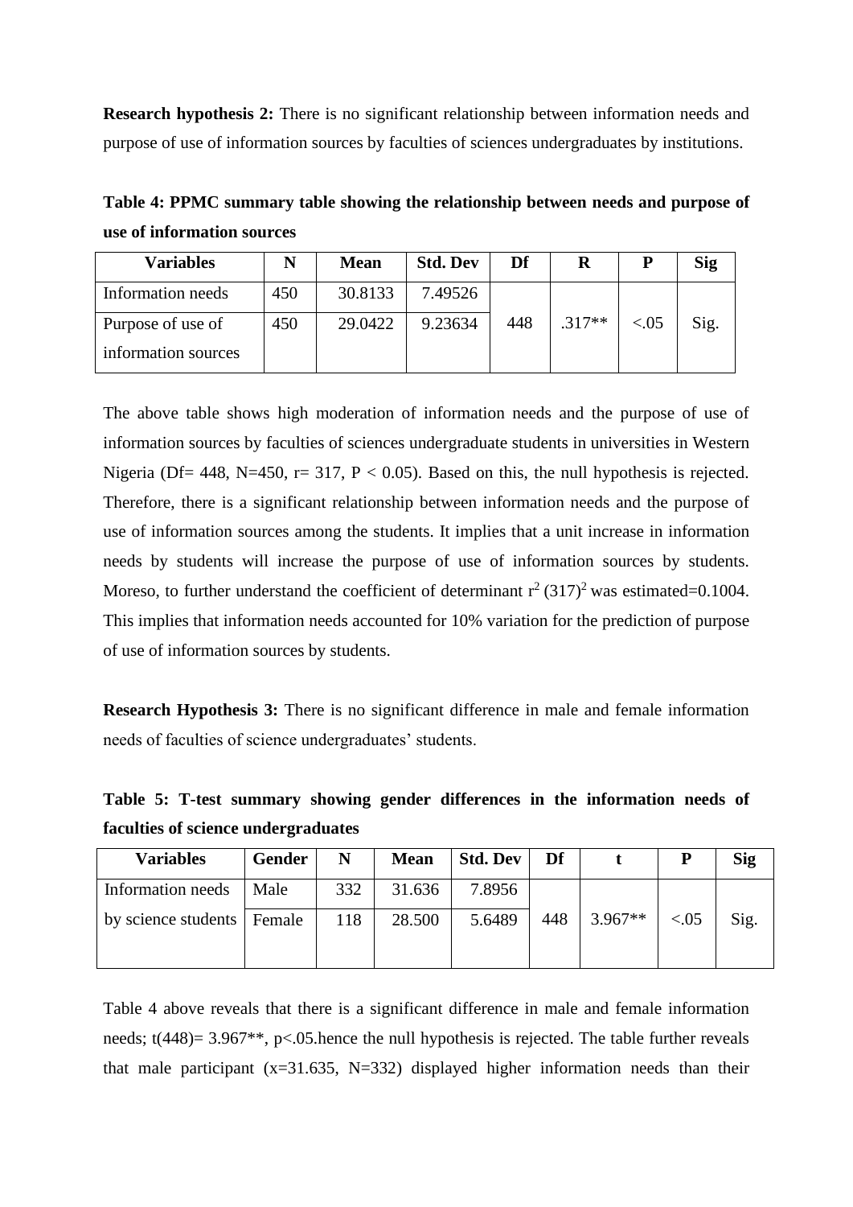**Research hypothesis 2:** There is no significant relationship between information needs and purpose of use of information sources by faculties of sciences undergraduates by institutions.

**Table 4: PPMC summary table showing the relationship between needs and purpose of use of information sources**

| Variables | N | Mean | Std. Dev | Df | R | P | Sig |
|---|---|---|---|---|---|---|---|
| Information needs | 450 | 30.8133 | 7.49526 | 448 | .317** | <.05 | Sig. |
| Purpose of use of information sources | 450 | 29.0422 | 9.23634 | | | | |

The above table shows high moderation of information needs and the purpose of use of information sources by faculties of sciences undergraduate students in universities in Western Nigeria (Df= 448, N=450, r= 317, P < 0.05). Based on this, the null hypothesis is rejected. Therefore, there is a significant relationship between information needs and the purpose of use of information sources among the students. It implies that a unit increase in information needs by students will increase the purpose of use of information sources by students. Moreso, to further understand the coefficient of determinant $r^2$ $(317)^2$ was estimated=0.1004. This implies that information needs accounted for 10% variation for the prediction of purpose of use of information sources by students.

**Research Hypothesis 3:** There is no significant difference in male and female information needs of faculties of science undergraduates' students.

**Table 5: T-test summary showing gender differences in the information needs of faculties of science undergraduates**

| Variables | Gender | N | Mean | Std. Dev | Df | t | P | Sig |
|---|---|---|---|---|---|---|---|---|
| Information needs by science students | Male | 332 | 31.636 | 7.8956 | 448 | 3.967** | <.05 | Sig. |
| | Female | 118 | 28.500 | 5.6489 | | | | |

Table 4 above reveals that there is a significant difference in male and female information needs; t(448)= 3.967**, p<.05.hence the null hypothesis is rejected. The table further reveals that male participant (x=31.635, N=332) displayed higher information needs than their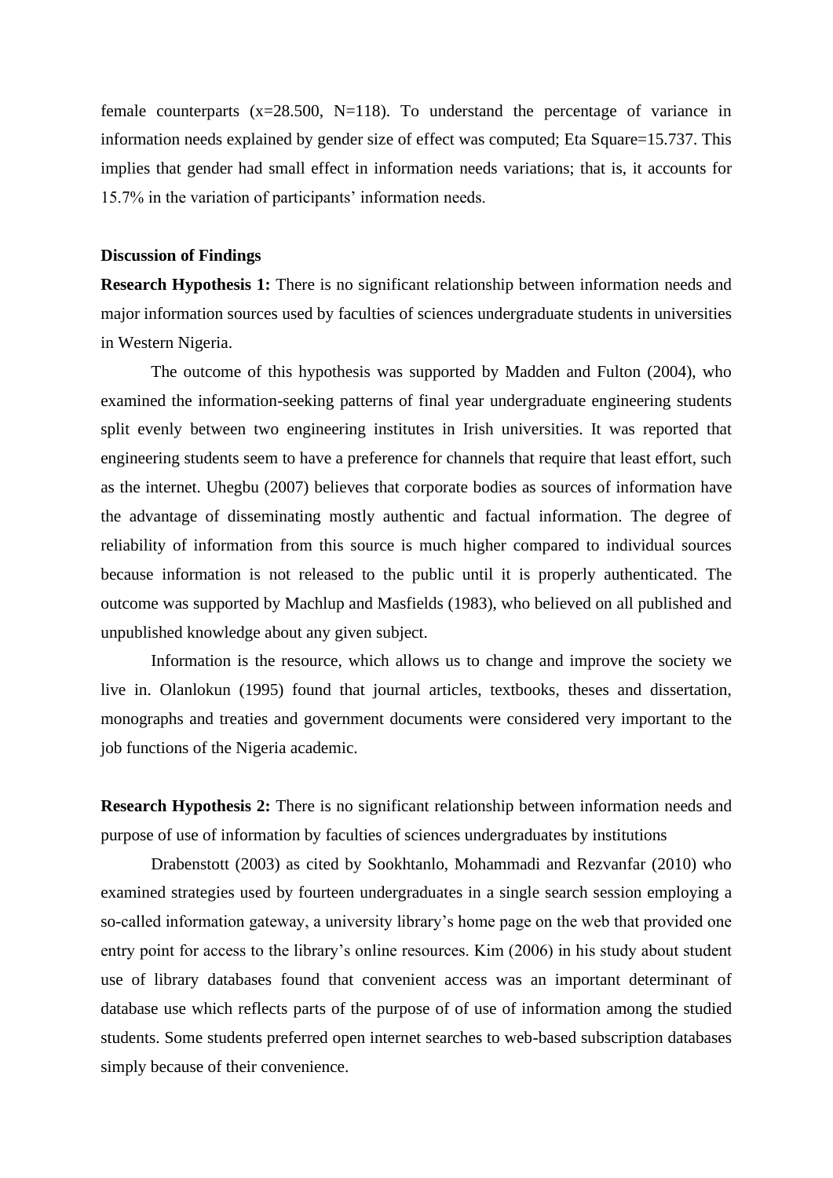female counterparts ($x$=28.500, N=118). To understand the percentage of variance in information needs explained by gender size of effect was computed; Eta Square=15.737. This implies that gender had small effect in information needs variations; that is, it accounts for 15.7% in the variation of participants' information needs.

**Discussion of Findings**

**Research Hypothesis 1:** There is no significant relationship between information needs and major information sources used by faculties of sciences undergraduate students in universities in Western Nigeria.

The outcome of this hypothesis was supported by Madden and Fulton (2004), who examined the information-seeking patterns of final year undergraduate engineering students split evenly between two engineering institutes in Irish universities. It was reported that engineering students seem to have a preference for channels that require that least effort, such as the internet. Uhegbu (2007) believes that corporate bodies as sources of information have the advantage of disseminating mostly authentic and factual information. The degree of reliability of information from this source is much higher compared to individual sources because information is not released to the public until it is properly authenticated. The outcome was supported by Machlup and Masfields (1983), who believed on all published and unpublished knowledge about any given subject.

Information is the resource, which allows us to change and improve the society we live in. Olanlokun (1995) found that journal articles, textbooks, theses and dissertation, monographs and treaties and government documents were considered very important to the job functions of the Nigeria academic.

**Research Hypothesis 2:** There is no significant relationship between information needs and purpose of use of information by faculties of sciences undergraduates by institutions

Drabenstott (2003) as cited by Sookhtanlo, Mohammadi and Rezvanfar (2010) who examined strategies used by fourteen undergraduates in a single search session employing a so-called information gateway, a university library's home page on the web that provided one entry point for access to the library's online resources. Kim (2006) in his study about student use of library databases found that convenient access was an important determinant of database use which reflects parts of the purpose of of use of information among the studied students. Some students preferred open internet searches to web-based subscription databases simply because of their convenience.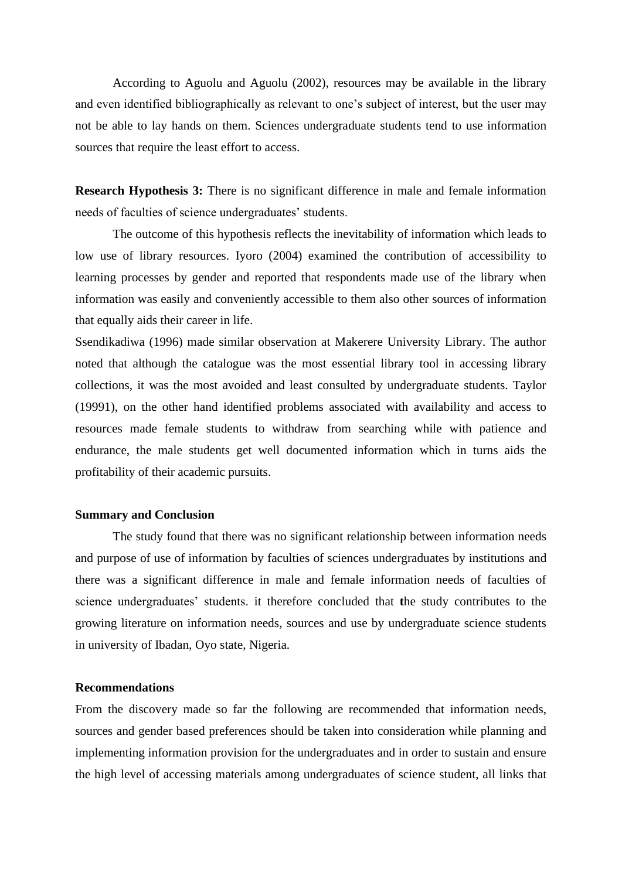According to Aguolu and Aguolu (2002), resources may be available in the library and even identified bibliographically as relevant to one's subject of interest, but the user may not be able to lay hands on them. Sciences undergraduate students tend to use information sources that require the least effort to access.

**Research Hypothesis 3:** There is no significant difference in male and female information needs of faculties of science undergraduates' students.

The outcome of this hypothesis reflects the inevitability of information which leads to low use of library resources. Iyoro (2004) examined the contribution of accessibility to learning processes by gender and reported that respondents made use of the library when information was easily and conveniently accessible to them also other sources of information that equally aids their career in life.

Ssendikadiwa (1996) made similar observation at Makerere University Library. The author noted that although the catalogue was the most essential library tool in accessing library collections, it was the most avoided and least consulted by undergraduate students. Taylor (19991), on the other hand identified problems associated with availability and access to resources made female students to withdraw from searching while with patience and endurance, the male students get well documented information which in turns aids the profitability of their academic pursuits.

**Summary and Conclusion**

The study found that there was no significant relationship between information needs and purpose of use of information by faculties of sciences undergraduates by institutions and there was a significant difference in male and female information needs of faculties of science undergraduates' students. it therefore concluded that the study contributes to the growing literature on information needs, sources and use by undergraduate science students in university of Ibadan, Oyo state, Nigeria.

**Recommendations**

From the discovery made so far the following are recommended that information needs, sources and gender based preferences should be taken into consideration while planning and implementing information provision for the undergraduates and in order to sustain and ensure the high level of accessing materials among undergraduates of science student, all links that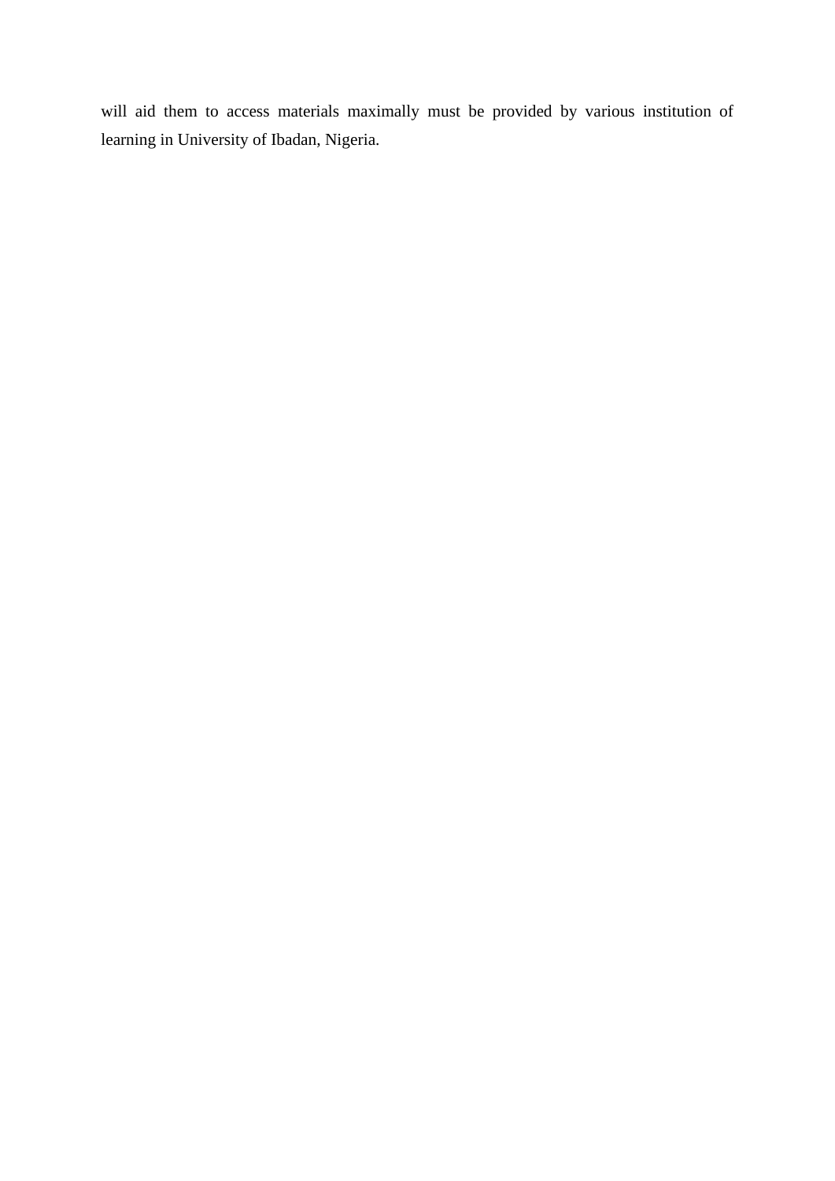will aid them to access materials maximally must be provided by various institution of learning in University of Ibadan, Nigeria.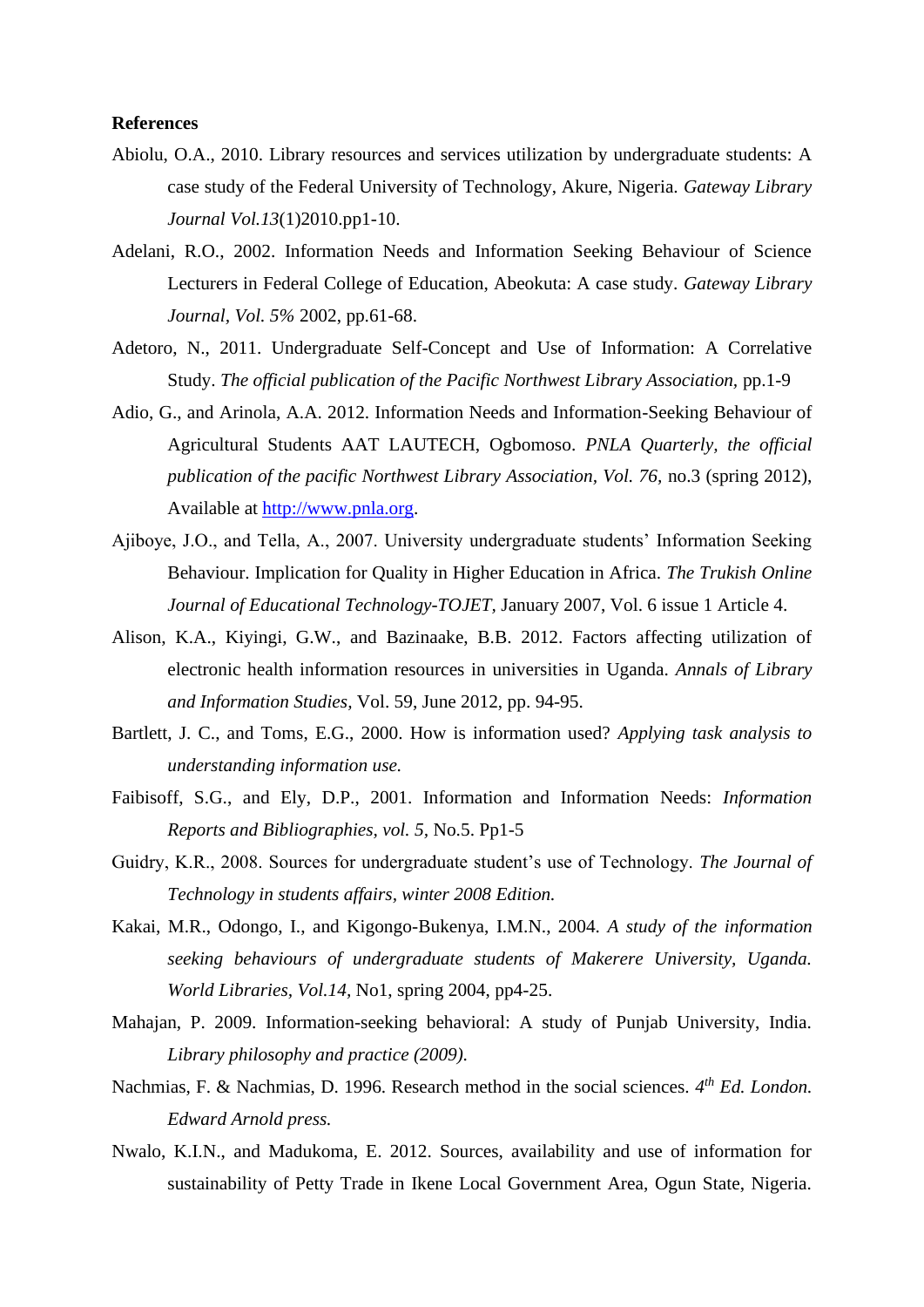**References**

Abiolu, O.A., 2010. Library resources and services utilization by undergraduate students: A case study of the Federal University of Technology, Akure, Nigeria. *Gateway Library Journal Vol.13*(1)2010.pp1-10.

Adelani, R.O., 2002. Information Needs and Information Seeking Behaviour of Science Lecturers in Federal College of Education, Abeokuta: A case study. *Gateway Library Journal, Vol. 5%* 2002, pp.61-68.

Adetoro, N., 2011. Undergraduate Self-Concept and Use of Information: A Correlative Study. *The official publication of the Pacific Northwest Library Association*, pp.1-9

Adio, G., and Arinola, A.A. 2012. Information Needs and Information-Seeking Behaviour of Agricultural Students AAT LAUTECH, Ogbomoso. *PNLA Quarterly, the official publication of the pacific Northwest Library Association, Vol. 76*, no.3 (spring 2012), Available at http://www.pnla.org.

Ajiboye, J.O., and Tella, A., 2007. University undergraduate students' Information Seeking Behaviour. Implication for Quality in Higher Education in Africa. *The Trukish Online Journal of Educational Technology-TOJET*, January 2007, Vol. 6 issue 1 Article 4.

Alison, K.A., Kiyingi, G.W., and Bazinaake, B.B. 2012. Factors affecting utilization of electronic health information resources in universities in Uganda. *Annals of Library and Information Studies*, Vol. 59, June 2012, pp. 94-95.

Bartlett, J. C., and Toms, E.G., 2000. How is information used? *Applying task analysis to understanding information use.*

Faibisoff, S.G., and Ely, D.P., 2001. Information and Information Needs: *Information Reports and Bibliographies, vol. 5*, No.5. Pp1-5

Guidry, K.R., 2008. Sources for undergraduate student's use of Technology. *The Journal of Technology in students affairs, winter 2008 Edition.*

Kakai, M.R., Odongo, I., and Kigongo-Bukenya, I.M.N., 2004. *A study of the information seeking behaviours of undergraduate students of Makerere University, Uganda. World Libraries, Vol.14*, No1, spring 2004, pp4-25.

Mahajan, P. 2009. Information-seeking behavioral: A study of Punjab University, India. *Library philosophy and practice (2009).*

Nachmias, F. & Nachmias, D. 1996. Research method in the social sciences. *4th Ed. London. Edward Arnold press.*

Nwalo, K.I.N., and Madukoma, E. 2012. Sources, availability and use of information for sustainability of Petty Trade in Ikene Local Government Area, Ogun State, Nigeria.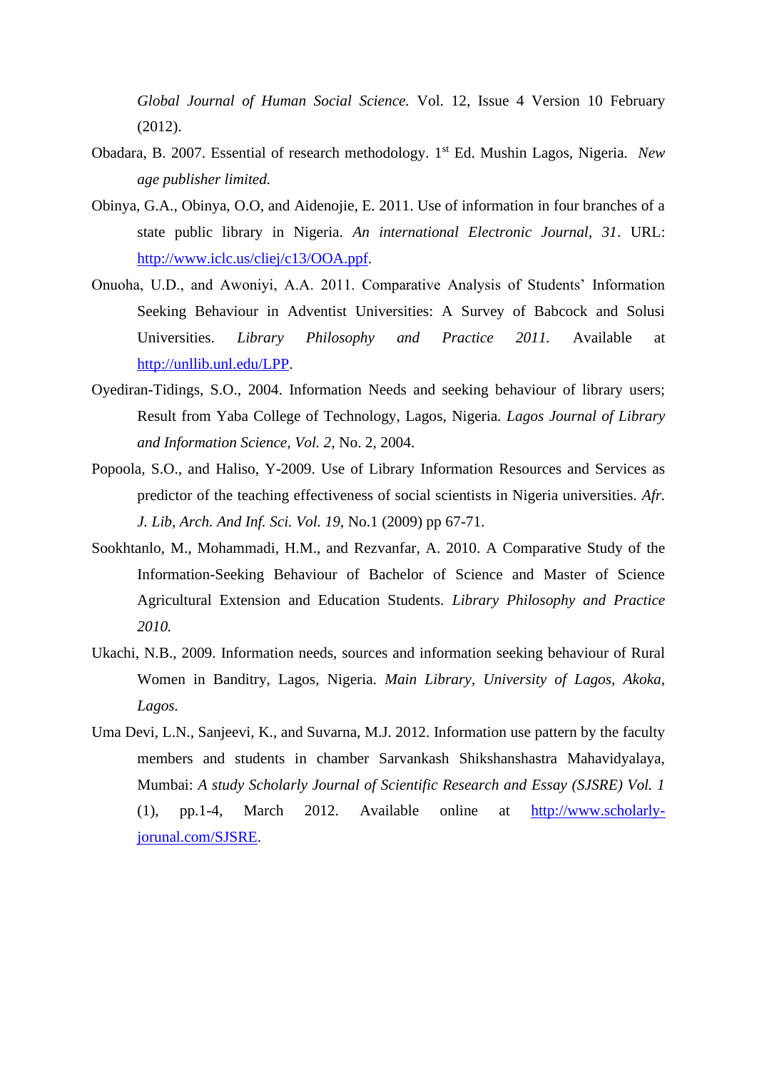*Global Journal of Human Social Science.* Vol. 12, Issue 4 Version 10 February (2012).

Obadara, B. 2007. Essential of research methodology. 1st Ed. Mushin Lagos, Nigeria. *New age publisher limited.*

Obinya, G.A., Obinya, O.O, and Aidenojie, E. 2011. Use of information in four branches of a state public library in Nigeria. *An international Electronic Journal*, *31*. URL: http://www.iclc.us/cliej/c13/OOA.ppf.

Onuoha, U.D., and Awoniyi, A.A. 2011. Comparative Analysis of Students' Information Seeking Behaviour in Adventist Universities: A Survey of Babcock and Solusi Universities. *Library Philosophy and Practice 2011.* Available at http://unllib.unl.edu/LPP.

Oyediran-Tidings, S.O., 2004. Information Needs and seeking behaviour of library users; Result from Yaba College of Technology, Lagos, Nigeria. *Lagos Journal of Library and Information Science, Vol. 2*, No. 2, 2004.

Popoola, S.O., and Haliso, Y-2009. Use of Library Information Resources and Services as predictor of the teaching effectiveness of social scientists in Nigeria universities. *Afr. J. Lib, Arch. And Inf. Sci. Vol. 19*, No.1 (2009) pp 67-71.

Sookhtanlo, M., Mohammadi, H.M., and Rezvanfar, A. 2010. A Comparative Study of the Information-Seeking Behaviour of Bachelor of Science and Master of Science Agricultural Extension and Education Students. *Library Philosophy and Practice 2010.*

Ukachi, N.B., 2009. Information needs, sources and information seeking behaviour of Rural Women in Banditry, Lagos, Nigeria. *Main Library, University of Lagos, Akoka, Lagos.*

Uma Devi, L.N., Sanjeevi, K., and Suvarna, M.J. 2012. Information use pattern by the faculty members and students in chamber Sarvankash Shikshanshastra Mahavidyalaya, Mumbai: *A study Scholarly Journal of Scientific Research and Essay (SJSRE) Vol. 1* (1), pp.1-4, March 2012. Available online at http://www.scholarly-jorunal.com/SJSRE.